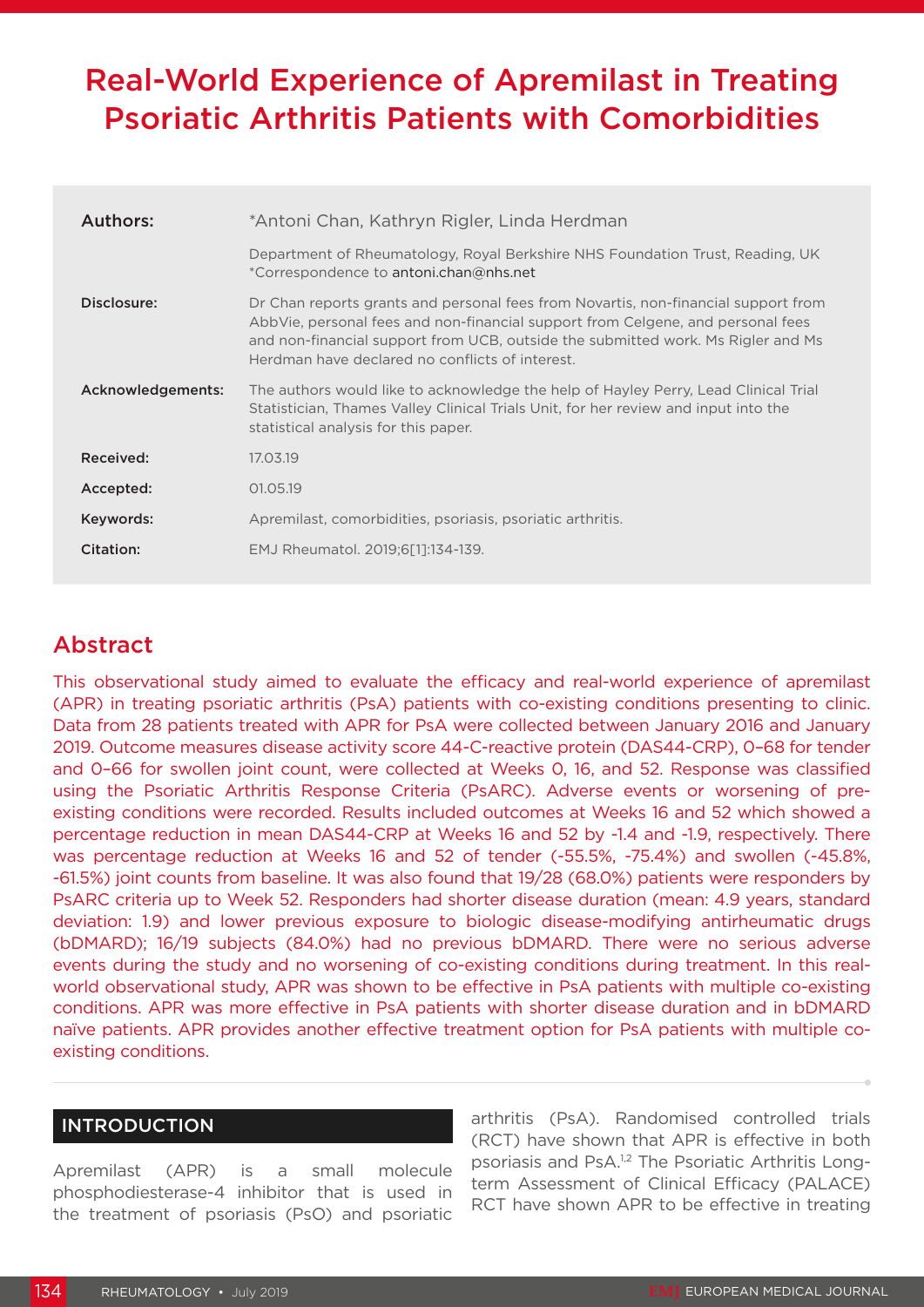# Real-World Experience of Apremilast in Treating Psoriatic Arthritis Patients with Comorbidities

| | |
|---|---|
| **Authors:** | *Antoni Chan, Kathryn Rigler, Linda Herdman |
| | Department of Rheumatology, Royal Berkshire NHS Foundation Trust, Reading, UK<br>*Correspondence to antoni.chan@nhs.net |
| **Disclosure:** | Dr Chan reports grants and personal fees from Novartis, non-financial support from AbbVie, personal fees and non-financial support from Celgene, and personal fees and non-financial support from UCB, outside the submitted work. Ms Rigler and Ms Herdman have declared no conflicts of interest. |
| **Acknowledgements:** | The authors would like to acknowledge the help of Hayley Perry, Lead Clinical Trial Statistician, Thames Valley Clinical Trials Unit, for her review and input into the statistical analysis for this paper. |
| **Received:** | 17.03.19 |
| **Accepted:** | 01.05.19 |
| **Keywords:** | Apremilast, comorbidities, psoriasis, psoriatic arthritis. |
| **Citation:** | EMJ Rheumatol. 2019;6[1]:134-139. |

## Abstract

This observational study aimed to evaluate the efficacy and real-world experience of apremilast (APR) in treating psoriatic arthritis (PsA) patients with co-existing conditions presenting to clinic. Data from 28 patients treated with APR for PsA were collected between January 2016 and January 2019. Outcome measures disease activity score 44-C-reactive protein (DAS44-CRP), 0–68 for tender and 0–66 for swollen joint count, were collected at Weeks 0, 16, and 52. Response was classified using the Psoriatic Arthritis Response Criteria (PsARC). Adverse events or worsening of pre-existing conditions were recorded. Results included outcomes at Weeks 16 and 52 which showed a percentage reduction in mean DAS44-CRP at Weeks 16 and 52 by -1.4 and -1.9, respectively. There was percentage reduction at Weeks 16 and 52 of tender (-55.5%, -75.4%) and swollen (-45.8%, -61.5%) joint counts from baseline. It was also found that 19/28 (68.0%) patients were responders by PsARC criteria up to Week 52. Responders had shorter disease duration (mean: 4.9 years, standard deviation: 1.9) and lower previous exposure to biologic disease-modifying antirheumatic drugs (bDMARD); 16/19 subjects (84.0%) had no previous bDMARD. There were no serious adverse events during the study and no worsening of co-existing conditions during treatment. In this real-world observational study, APR was shown to be effective in PsA patients with multiple co-existing conditions. APR was more effective in PsA patients with shorter disease duration and in bDMARD naïve patients. APR provides another effective treatment option for PsA patients with multiple co-existing conditions.

## INTRODUCTION

Apremilast (APR) is a small molecule phosphodiesterase-4 inhibitor that is used in the treatment of psoriasis (PsO) and psoriatic arthritis (PsA). Randomised controlled trials (RCT) have shown that APR is effective in both psoriasis and PsA.[1,2] The Psoriatic Arthritis Long-term Assessment of Clinical Efficacy (PALACE) RCT have shown APR to be effective in treating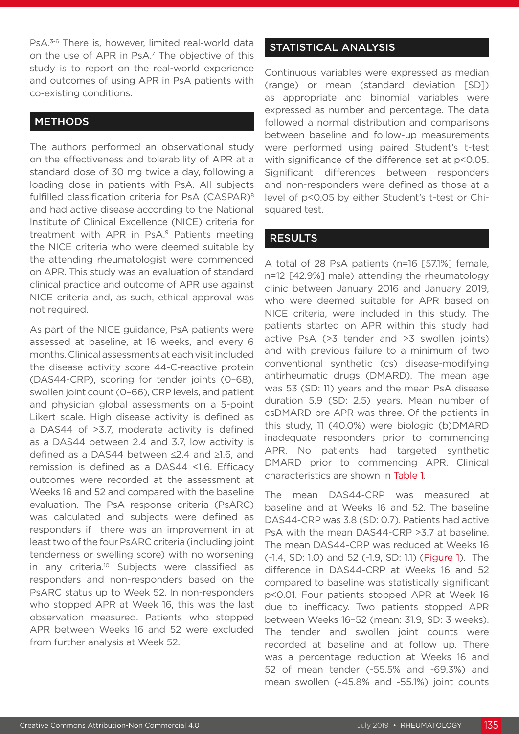PsA.[3-6] There is, however, limited real-world data on the use of APR in PsA.[7] The objective of this study is to report on the real-world experience and outcomes of using APR in PsA patients with co-existing conditions.

## METHODS

The authors performed an observational study on the effectiveness and tolerability of APR at a standard dose of 30 mg twice a day, following a loading dose in patients with PsA. All subjects fulfilled classification criteria for PsA (CASPAR)[8] and had active disease according to the National Institute of Clinical Excellence (NICE) criteria for treatment with APR in PsA.[9] Patients meeting the NICE criteria who were deemed suitable by the attending rheumatologist were commenced on APR. This study was an evaluation of standard clinical practice and outcome of APR use against NICE criteria and, as such, ethical approval was not required.

As part of the NICE guidance, PsA patients were assessed at baseline, at 16 weeks, and every 6 months. Clinical assessments at each visit included the disease activity score 44-C-reactive protein (DAS44-CRP), scoring for tender joints (0–68), swollen joint count (0–66), CRP levels, and patient and physician global assessments on a 5-point Likert scale. High disease activity is defined as a DAS44 of >3.7, moderate activity is defined as a DAS44 between 2.4 and 3.7, low activity is defined as a DAS44 between ≤2.4 and ≥1.6, and remission is defined as a DAS44 <1.6. Efficacy outcomes were recorded at the assessment at Weeks 16 and 52 and compared with the baseline evaluation. The PsA response criteria (PsARC) was calculated and subjects were defined as responders if there was an improvement in at least two of the four PsARC criteria (including joint tenderness or swelling score) with no worsening in any criteria.[10] Subjects were classified as responders and non-responders based on the PsARC status up to Week 52. In non-responders who stopped APR at Week 16, this was the last observation measured. Patients who stopped APR between Weeks 16 and 52 were excluded from further analysis at Week 52.

## STATISTICAL ANALYSIS

Continuous variables were expressed as median (range) or mean (standard deviation [SD]) as appropriate and binomial variables were expressed as number and percentage. The data followed a normal distribution and comparisons between baseline and follow-up measurements were performed using paired Student's t-test with significance of the difference set at $p<0.05$. Significant differences between responders and non-responders were defined as those at a level of $p<0.05$ by either Student's t-test or Chi-squared test.

## RESULTS

A total of 28 PsA patients (n=16 [57.1%] female, n=12 [42.9%] male) attending the rheumatology clinic between January 2016 and January 2019, who were deemed suitable for APR based on NICE criteria, were included in this study. The patients started on APR within this study had active PsA (>3 tender and >3 swollen joints) and with previous failure to a minimum of two conventional synthetic (cs) disease-modifying antirheumatic drugs (DMARD). The mean age was 53 (SD: 11) years and the mean PsA disease duration 5.9 (SD: 2.5) years. Mean number of csDMARD pre-APR was three. Of the patients in this study, 11 (40.0%) were biologic (b)DMARD inadequate responders prior to commencing APR. No patients had targeted synthetic DMARD prior to commencing APR. Clinical characteristics are shown in Table 1.

The mean DAS44-CRP was measured at baseline and at Weeks 16 and 52. The baseline DAS44-CRP was 3.8 (SD: 0.7). Patients had active PsA with the mean DAS44-CRP >3.7 at baseline. The mean DAS44-CRP was reduced at Weeks 16 (-1.4, SD: 1.0) and 52 (-1.9, SD: 1.1) (Figure 1). The difference in DAS44-CRP at Weeks 16 and 52 compared to baseline was statistically significant $p<0.01$. Four patients stopped APR at Week 16 due to inefficacy. Two patients stopped APR between Weeks 16–52 (mean: 31.9, SD: 3 weeks). The tender and swollen joint counts were recorded at baseline and at follow up. There was a percentage reduction at Weeks 16 and 52 of mean tender (-55.5% and -69.3%) and mean swollen (-45.8% and -55.1%) joint counts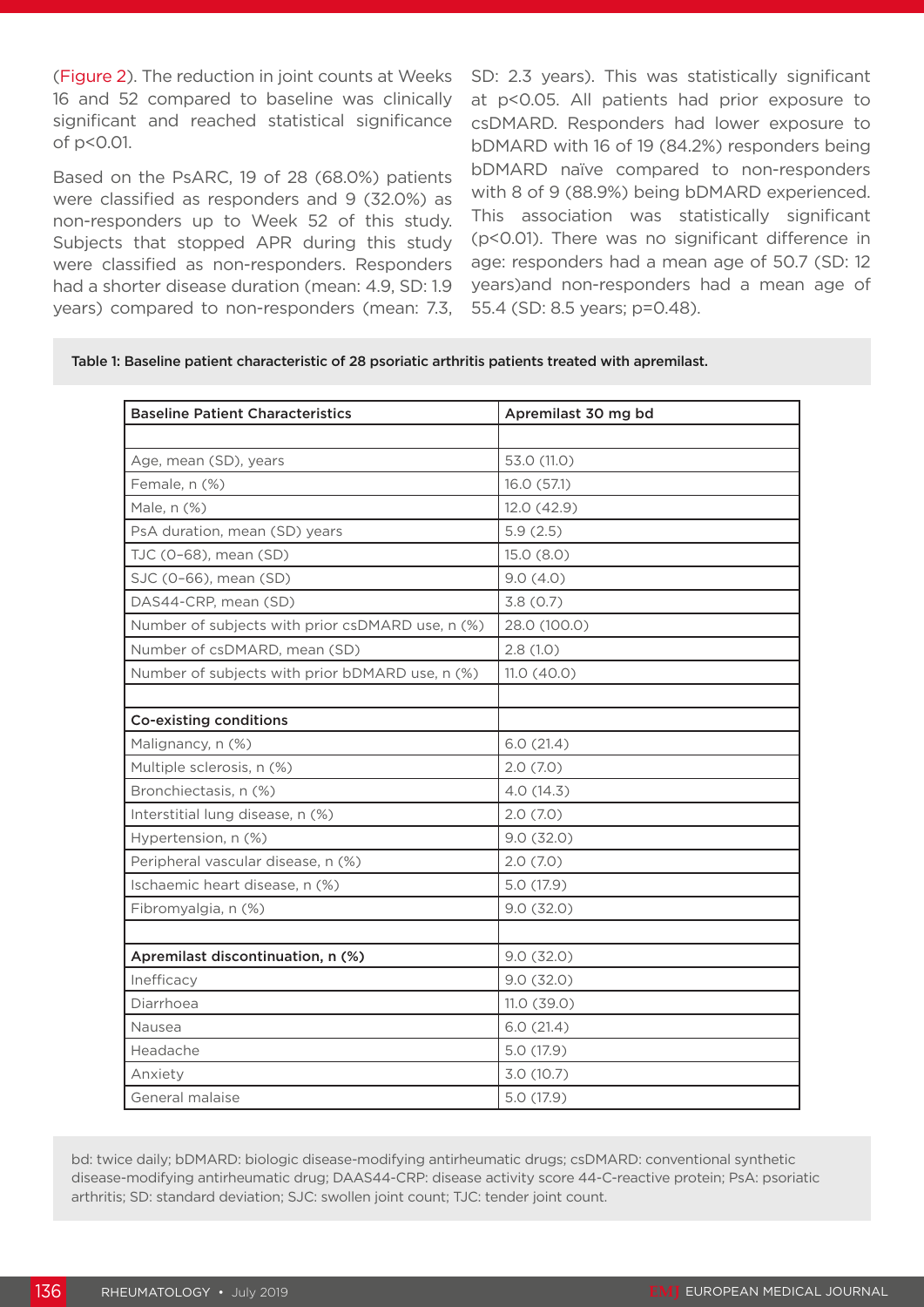(Figure 2). The reduction in joint counts at Weeks 16 and 52 compared to baseline was clinically significant and reached statistical significance of p<0.01.

Based on the PsARC, 19 of 28 (68.0%) patients were classified as responders and 9 (32.0%) as non-responders up to Week 52 of this study. Subjects that stopped APR during this study were classified as non-responders. Responders had a shorter disease duration (mean: 4.9, SD: 1.9 years) compared to non-responders (mean: 7.3, SD: 2.3 years). This was statistically significant at p<0.05. All patients had prior exposure to csDMARD. Responders had lower exposure to bDMARD with 16 of 19 (84.2%) responders being bDMARD naïve compared to non-responders with 8 of 9 (88.9%) being bDMARD experienced. This association was statistically significant (p<0.01). There was no significant difference in age: responders had a mean age of 50.7 (SD: 12 years)and non-responders had a mean age of 55.4 (SD: 8.5 years; p=0.48).

**Table 1: Baseline patient characteristic of 28 psoriatic arthritis patients treated with apremilast.**

| Baseline Patient Characteristics | Apremilast 30 mg bd |
|---|---|
| | |
| Age, mean (SD), years | 53.0 (11.0) |
| Female, n (%) | 16.0 (57.1) |
| Male, n (%) | 12.0 (42.9) |
| PsA duration, mean (SD) years | 5.9 (2.5) |
| TJC (0–68), mean (SD) | 15.0 (8.0) |
| SJC (0–66), mean (SD) | 9.0 (4.0) |
| DAS44-CRP, mean (SD) | 3.8 (0.7) |
| Number of subjects with prior csDMARD use, n (%) | 28.0 (100.0) |
| Number of csDMARD, mean (SD) | 2.8 (1.0) |
| Number of subjects with prior bDMARD use, n (%) | 11.0 (40.0) |
| | |
| **Co-existing conditions** | |
| Malignancy, n (%) | 6.0 (21.4) |
| Multiple sclerosis, n (%) | 2.0 (7.0) |
| Bronchiectasis, n (%) | 4.0 (14.3) |
| Interstitial lung disease, n (%) | 2.0 (7.0) |
| Hypertension, n (%) | 9.0 (32.0) |
| Peripheral vascular disease, n (%) | 2.0 (7.0) |
| Ischaemic heart disease, n (%) | 5.0 (17.9) |
| Fibromyalgia, n (%) | 9.0 (32.0) |
| | |
| **Apremilast discontinuation, n (%)** | 9.0 (32.0) |
| Inefficacy | 9.0 (32.0) |
| Diarrhoea | 11.0 (39.0) |
| Nausea | 6.0 (21.4) |
| Headache | 5.0 (17.9) |
| Anxiety | 3.0 (10.7) |
| General malaise | 5.0 (17.9) |

bd: twice daily; bDMARD: biologic disease-modifying antirheumatic drugs; csDMARD: conventional synthetic disease-modifying antirheumatic drug; DAAS44-CRP: disease activity score 44-C-reactive protein; PsA: psoriatic arthritis; SD: standard deviation; SJC: swollen joint count; TJC: tender joint count.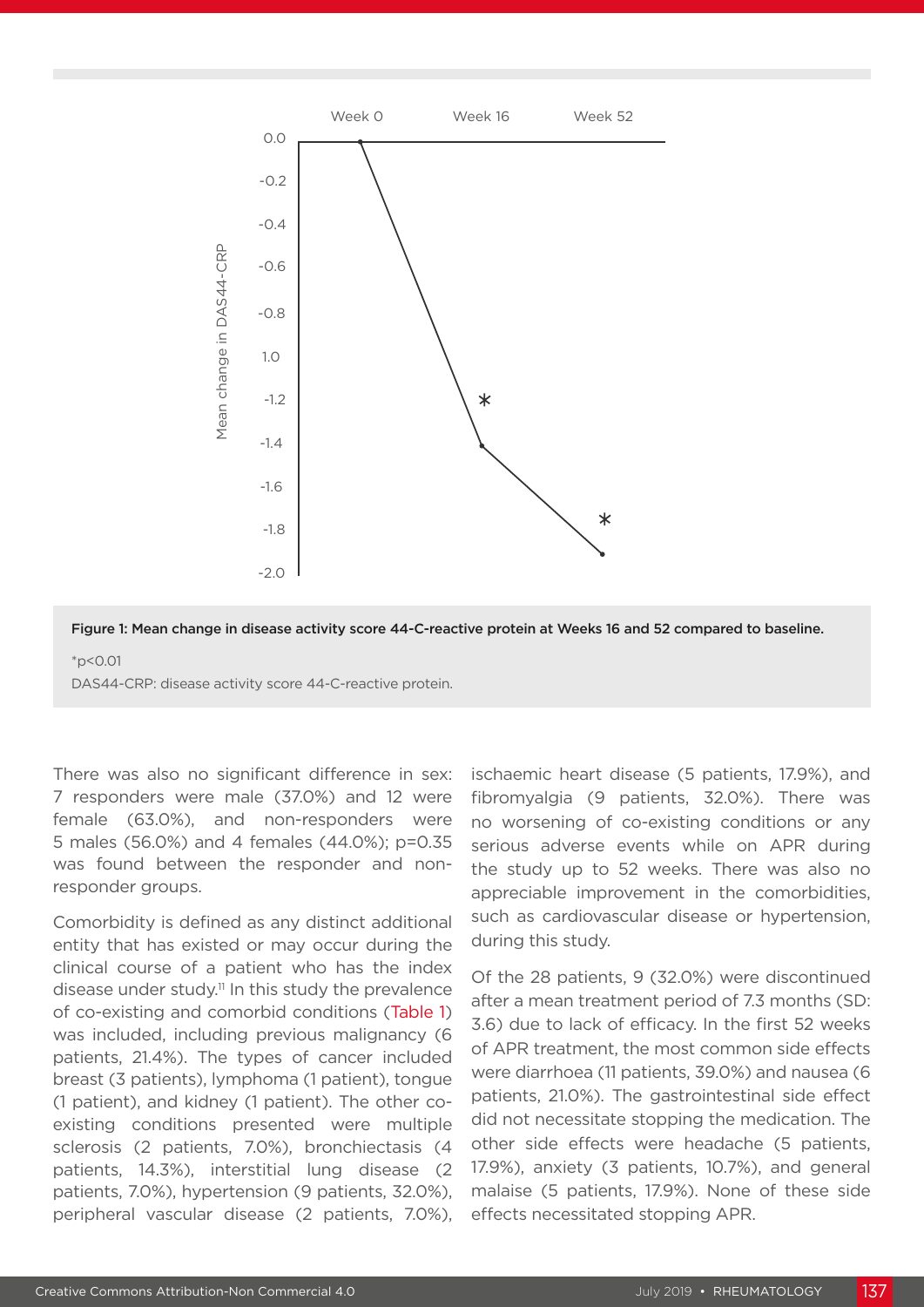Figure 1: Mean change in disease activity score 44-C-reactive protein at Weeks 16 and 52 compared to baseline.

*p<0.01

DAS44-CRP: disease activity score 44-C-reactive protein.

There was also no significant difference in sex: 7 responders were male (37.0%) and 12 were female (63.0%), and non-responders were 5 males (56.0%) and 4 females (44.0%); p=0.35 was found between the responder and non-responder groups.

Comorbidity is defined as any distinct additional entity that has existed or may occur during the clinical course of a patient who has the index disease under study.[11] In this study the prevalence of co-existing and comorbid conditions (Table 1) was included, including previous malignancy (6 patients, 21.4%). The types of cancer included breast (3 patients), lymphoma (1 patient), tongue (1 patient), and kidney (1 patient). The other co-existing conditions presented were multiple sclerosis (2 patients, 7.0%), bronchiectasis (4 patients, 14.3%), interstitial lung disease (2 patients, 7.0%), hypertension (9 patients, 32.0%), peripheral vascular disease (2 patients, 7.0%), ischaemic heart disease (5 patients, 17.9%), and fibromyalgia (9 patients, 32.0%). There was no worsening of co-existing conditions or any serious adverse events while on APR during the study up to 52 weeks. There was also no appreciable improvement in the comorbidities, such as cardiovascular disease or hypertension, during this study.

Of the 28 patients, 9 (32.0%) were discontinued after a mean treatment period of 7.3 months (SD: 3.6) due to lack of efficacy. In the first 52 weeks of APR treatment, the most common side effects were diarrhoea (11 patients, 39.0%) and nausea (6 patients, 21.0%). The gastrointestinal side effect did not necessitate stopping the medication. The other side effects were headache (5 patients, 17.9%), anxiety (3 patients, 10.7%), and general malaise (5 patients, 17.9%). None of these side effects necessitated stopping APR.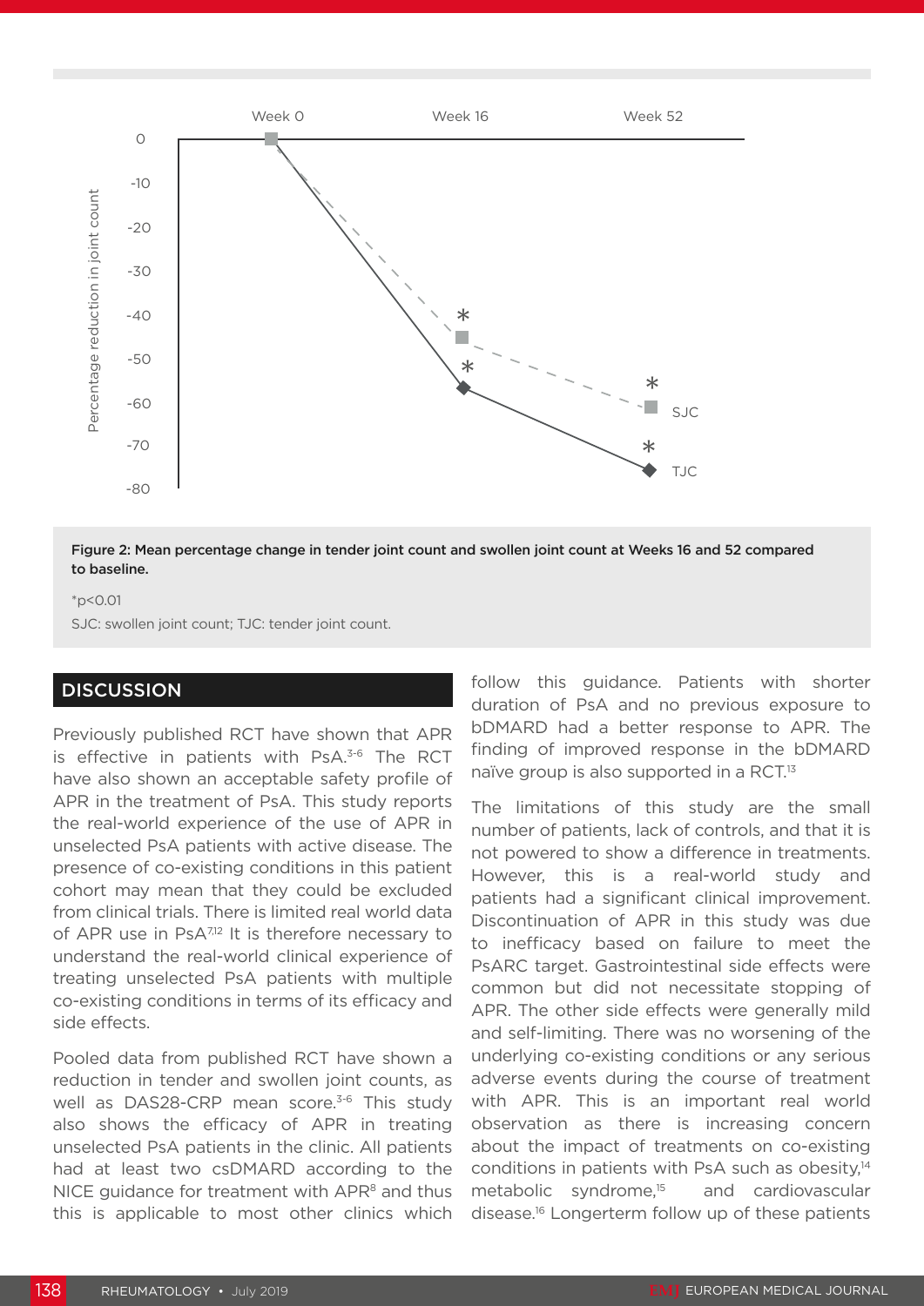Figure 2: Mean percentage change in tender joint count and swollen joint count at Weeks 16 and 52 compared to baseline.

*p<0.01

SJC: swollen joint count; TJC: tender joint count.

## DISCUSSION

Previously published RCT have shown that APR is effective in patients with PsA.[3-6] The RCT have also shown an acceptable safety profile of APR in the treatment of PsA. This study reports the real-world experience of the use of APR in unselected PsA patients with active disease. The presence of co-existing conditions in this patient cohort may mean that they could be excluded from clinical trials. There is limited real world data of APR use in PsA[7,12] It is therefore necessary to understand the real-world clinical experience of treating unselected PsA patients with multiple co-existing conditions in terms of its efficacy and side effects.

Pooled data from published RCT have shown a reduction in tender and swollen joint counts, as well as DAS28-CRP mean score.[3-6] This study also shows the efficacy of APR in treating unselected PsA patients in the clinic. All patients had at least two csDMARD according to the NICE guidance for treatment with APR[8] and thus this is applicable to most other clinics which follow this guidance. Patients with shorter duration of PsA and no previous exposure to bDMARD had a better response to APR. The finding of improved response in the bDMARD naïve group is also supported in a RCT.[13]

The limitations of this study are the small number of patients, lack of controls, and that it is not powered to show a difference in treatments. However, this is a real-world study and patients had a significant clinical improvement. Discontinuation of APR in this study was due to inefficacy based on failure to meet the PsARC target. Gastrointestinal side effects were common but did not necessitate stopping of APR. The other side effects were generally mild and self-limiting. There was no worsening of the underlying co-existing conditions or any serious adverse events during the course of treatment with APR. This is an important real world observation as there is increasing concern about the impact of treatments on co-existing conditions in patients with PsA such as obesity,[14] metabolic syndrome,[15] and cardiovascular disease.[16] Longerterm follow up of these patients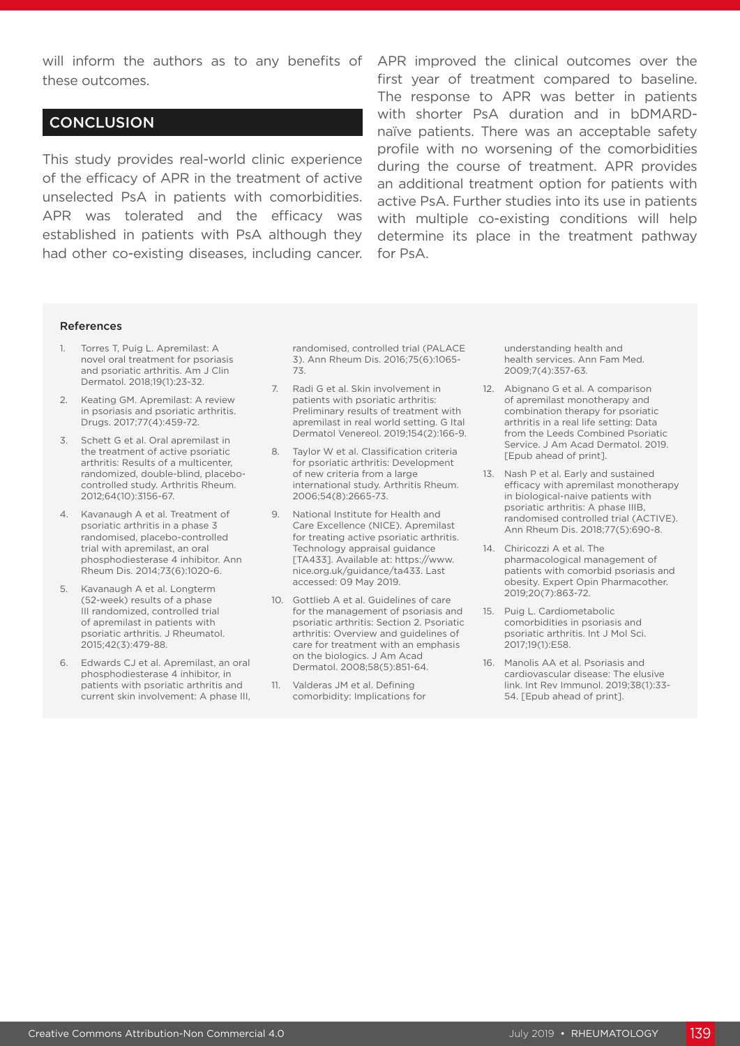will inform the authors as to any benefits of these outcomes.

## CONCLUSION

This study provides real-world clinic experience of the efficacy of APR in the treatment of active unselected PsA in patients with comorbidities. APR was tolerated and the efficacy was established in patients with PsA although they had other co-existing diseases, including cancer. APR improved the clinical outcomes over the first year of treatment compared to baseline. The response to APR was better in patients with shorter PsA duration and in bDMARD-naïve patients. There was an acceptable safety profile with no worsening of the comorbidities during the course of treatment. APR provides an additional treatment option for patients with active PsA. Further studies into its use in patients with multiple co-existing conditions will help determine its place in the treatment pathway for PsA.

### References

1. Torres T, Puig L. Apremilast: A novel oral treatment for psoriasis and psoriatic arthritis. Am J Clin Dermatol. 2018;19(1):23-32.
2. Keating GM. Apremilast: A review in psoriasis and psoriatic arthritis. Drugs. 2017;77(4):459-72.
3. Schett G et al. Oral apremilast in the treatment of active psoriatic arthritis: Results of a multicenter, randomized, double-blind, placebo-controlled study. Arthritis Rheum. 2012;64(10):3156-67.
4. Kavanaugh A et al. Treatment of psoriatic arthritis in a phase 3 randomised, placebo-controlled trial with apremilast, an oral phosphodiesterase 4 inhibitor. Ann Rheum Dis. 2014;73(6):1020-6.
5. Kavanaugh A et al. Longterm (52-week) results of a phase III randomized, controlled trial of apremilast in patients with psoriatic arthritis. J Rheumatol. 2015;42(3):479-88.
6. Edwards CJ et al. Apremilast, an oral phosphodiesterase 4 inhibitor, in patients with psoriatic arthritis and current skin involvement: A phase III, randomised, controlled trial (PALACE 3). Ann Rheum Dis. 2016;75(6):1065-73.
7. Radi G et al. Skin involvement in patients with psoriatic arthritis: Preliminary results of treatment with apremilast in real world setting. G Ital Dermatol Venereol. 2019;154(2):166-9.
8. Taylor W et al. Classification criteria for psoriatic arthritis: Development of new criteria from a large international study. Arthritis Rheum. 2006;54(8):2665-73.
9. National Institute for Health and Care Excellence (NICE). Apremilast for treating active psoriatic arthritis. Technology appraisal guidance [TA433]. Available at: https://www.nice.org.uk/guidance/ta433. Last accessed: 09 May 2019.
10. Gottlieb A et al. Guidelines of care for the management of psoriasis and psoriatic arthritis: Section 2. Psoriatic arthritis: Overview and guidelines of care for treatment with an emphasis on the biologics. J Am Acad Dermatol. 2008;58(5):851-64.
11. Valderas JM et al. Defining comorbidity: Implications for understanding health and health services. Ann Fam Med. 2009;7(4):357-63.
12. Abignano G et al. A comparison of apremilast monotherapy and combination therapy for psoriatic arthritis in a real life setting: Data from the Leeds Combined Psoriatic Service. J Am Acad Dermatol. 2019. [Epub ahead of print].
13. Nash P et al. Early and sustained efficacy with apremilast monotherapy in biological-naive patients with psoriatic arthritis: A phase IIIB, randomised controlled trial (ACTIVE). Ann Rheum Dis. 2018;77(5):690-8.
14. Chiricozzi A et al. The pharmacological management of patients with comorbid psoriasis and obesity. Expert Opin Pharmacother. 2019;20(7):863-72.
15. Puig L. Cardiometabolic comorbidities in psoriasis and psoriatic arthritis. Int J Mol Sci. 2017;19(1):E58.
16. Manolis AA et al. Psoriasis and cardiovascular disease: The elusive link. Int Rev Immunol. 2019;38(1):33-54. [Epub ahead of print].